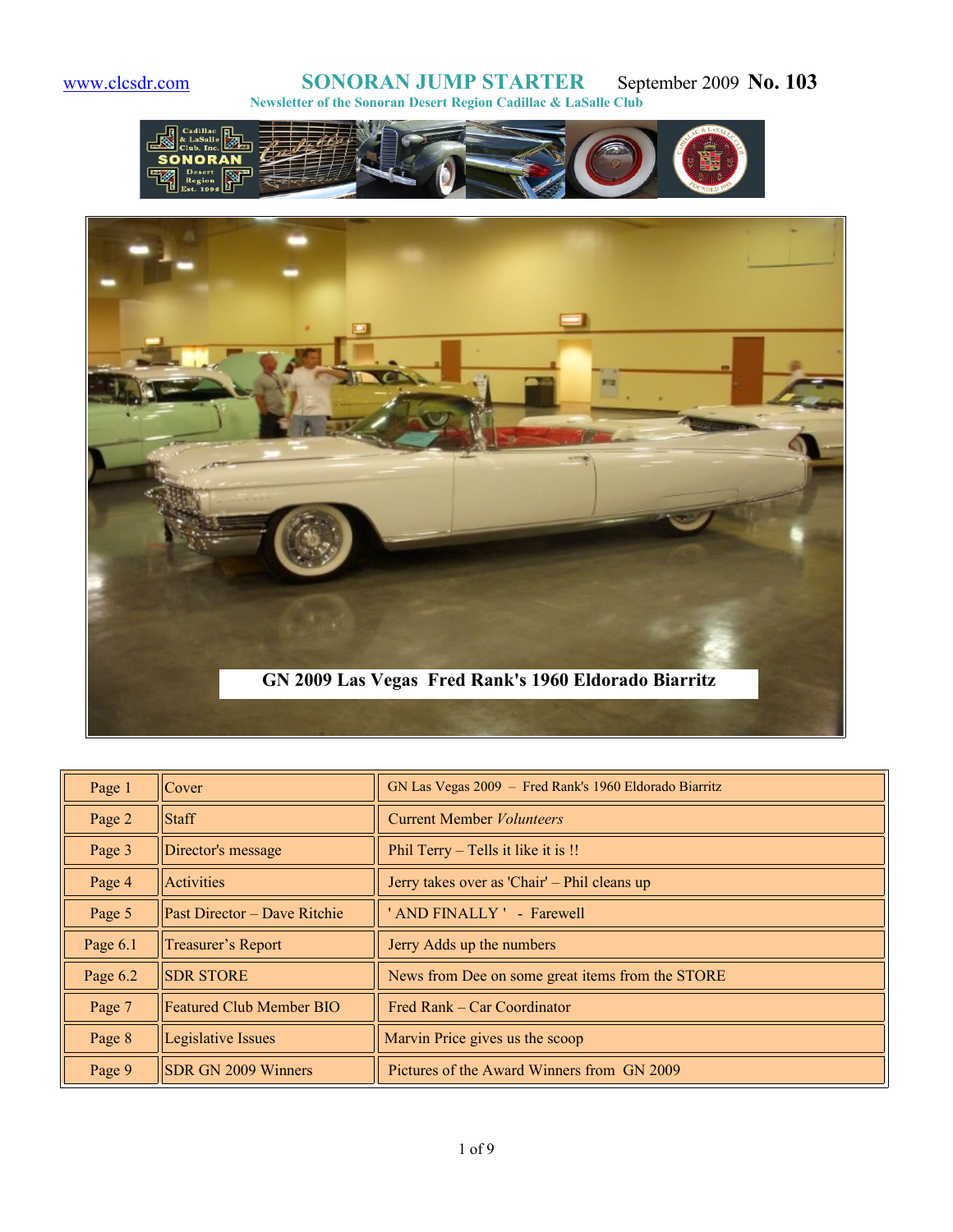www.clcsdr.com

# SONORAN JUMP STARTER

September 2009 **No. 103**

**Newsletter of the Sonoran Desert Region Cadillac & LaSalle Club**

**GN 2009 Las Vegas Fred Rank's 1960 Eldorado Biarritz**

| | | |
|---|---|---|
| Page 1 | Cover | GN Las Vegas 2009 – Fred Rank's 1960 Eldorado Biarritz |
| Page 2 | Staff | Current Member *Volunteers* |
| Page 3 | Director's message | Phil Terry – Tells it like it is !! |
| Page 4 | Activities | Jerry takes over as 'Chair' – Phil cleans up |
| Page 5 | Past Director – Dave Ritchie | ' AND FINALLY ' - Farewell |
| Page 6.1 | Treasurer's Report | Jerry Adds up the numbers |
| Page 6.2 | SDR STORE | News from Dee on some great items from the STORE |
| Page 7 | Featured Club Member BIO | Fred Rank – Car Coordinator |
| Page 8 | Legislative Issues | Marvin Price gives us the scoop |
| Page 9 | SDR GN 2009 Winners | Pictures of the Award Winners from GN 2009 |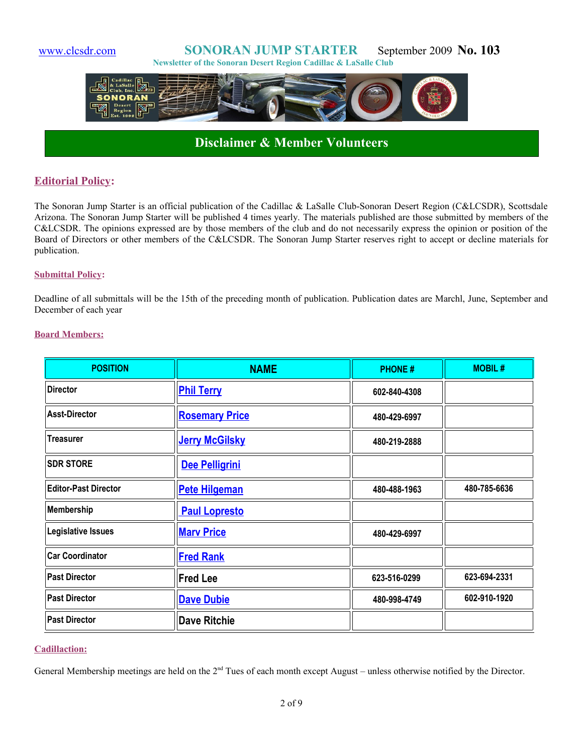www.clcsdr.com **SONORAN JUMP STARTER** September 2009 **No. 103**

**Newsletter of the Sonoran Desert Region Cadillac & LaSalle Club**

## Disclaimer & Member Volunteers

### Editorial Policy:

The Sonoran Jump Starter is an official publication of the Cadillac & LaSalle Club-Sonoran Desert Region (C&LCSDR), Scottsdale Arizona. The Sonoran Jump Starter will be published 4 times yearly. The materials published are those submitted by members of the C&LCSDR. The opinions expressed are by those members of the club and do not necessarily express the opinion or position of the Board of Directors or other members of the C&LCSDR. The Sonoran Jump Starter reserves right to accept or decline materials for publication.

#### Submittal Policy:

Deadline of all submittals will be the 15th of the preceding month of publication. Publication dates are Marchl, June, September and December of each year

#### Board Members:

| POSITION | NAME | PHONE # | MOBIL # |
|---|---|---|---|
| Director | Phil Terry | 602-840-4308 | |
| Asst-Director | Rosemary Price | 480-429-6997 | |
| Treasurer | Jerry McGilsky | 480-219-2888 | |
| SDR STORE | Dee Pelligrini | | |
| Editor-Past Director | Pete Hilgeman | 480-488-1963 | 480-785-6636 |
| Membership | Paul Lopresto | | |
| Legislative Issues | Marv Price | 480-429-6997 | |
| Car Coordinator | Fred Rank | | |
| Past Director | Fred Lee | 623-516-0299 | 623-694-2331 |
| Past Director | Dave Dubie | 480-998-4749 | 602-910-1920 |
| Past Director | Dave Ritchie | | |

#### Cadillaction:

General Membership meetings are held on the 2nd Tues of each month except August – unless otherwise notified by the Director.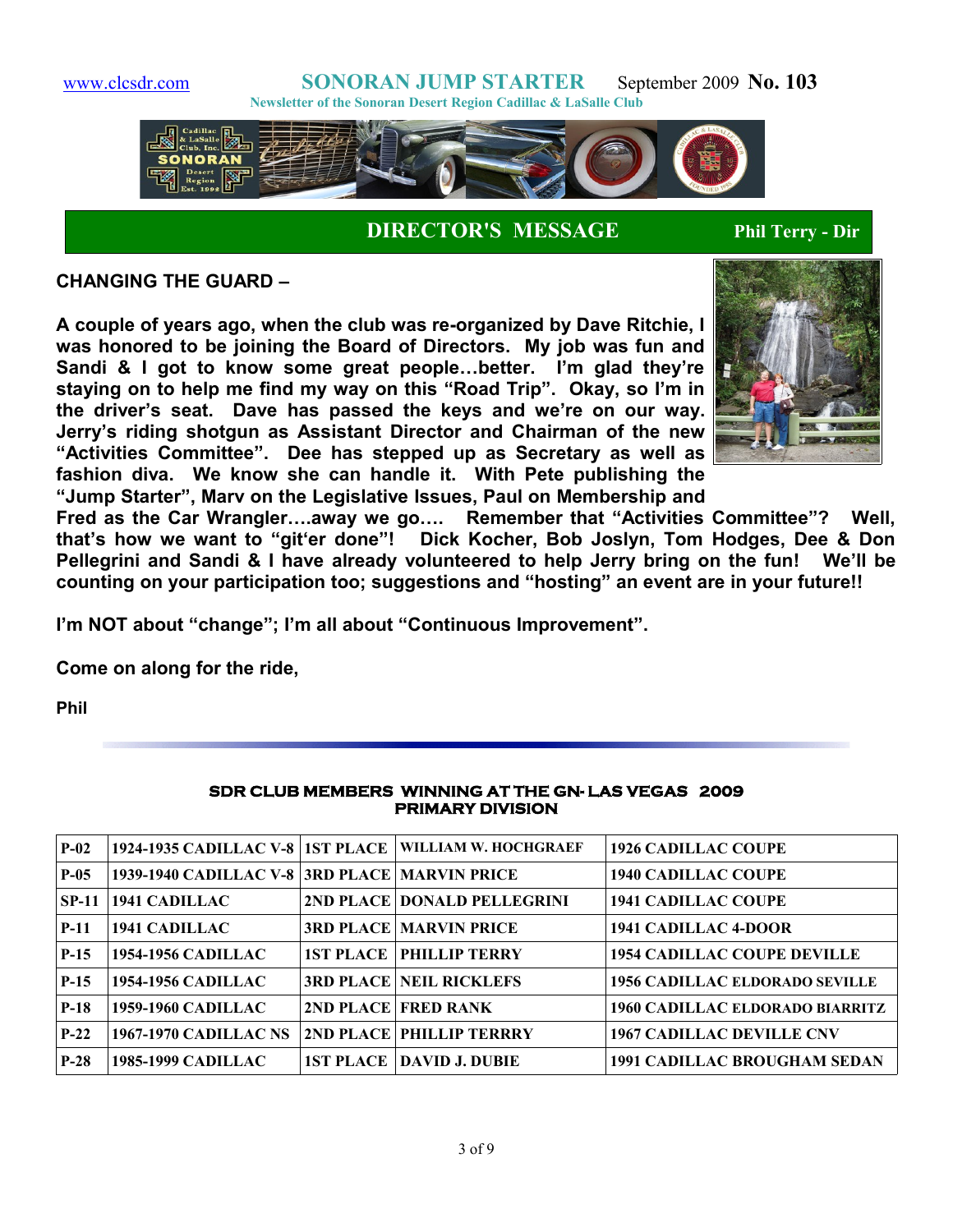www.clcsdr.com **SONORAN JUMP STARTER** September 2009 **No. 103**

**Newsletter of the Sonoran Desert Region Cadillac & LaSalle Club**

## DIRECTOR'S MESSAGE

**Phil Terry - Dir**

**CHANGING THE GUARD –**

**A couple of years ago, when the club was re-organized by Dave Ritchie, I was honored to be joining the Board of Directors. My job was fun and Sandi & I got to know some great people…better. I'm glad they're staying on to help me find my way on this "Road Trip". Okay, so I'm in the driver's seat. Dave has passed the keys and we're on our way. Jerry's riding shotgun as Assistant Director and Chairman of the new "Activities Committee". Dee has stepped up as Secretary as well as fashion diva. We know she can handle it. With Pete publishing the "Jump Starter", Marv on the Legislative Issues, Paul on Membership and Fred as the Car Wrangler….away we go…. Remember that "Activities Committee"? Well, that's how we want to "git'er done"! Dick Kocher, Bob Joslyn, Tom Hodges, Dee & Don Pellegrini and Sandi & I have already volunteered to help Jerry bring on the fun! We'll be counting on your participation too; suggestions and "hosting" an event are in your future!!**

**I'm NOT about "change"; I'm all about "Continuous Improvement".**

**Come on along for the ride,**

**Phil**

### SDR CLUB MEMBERS WINNING AT THE GN- LAS VEGAS 2009 PRIMARY DIVISION

| | | | | |
|---|---|---|---|---|
| P-02 | 1924-1935 CADILLAC V-8 | 1ST PLACE | WILLIAM W. HOCHGRAEF | 1926 CADILLAC COUPE |
| P-05 | 1939-1940 CADILLAC V-8 | 3RD PLACE | MARVIN PRICE | 1940 CADILLAC COUPE |
| SP-11 | 1941 CADILLAC | 2ND PLACE | DONALD PELLEGRINI | 1941 CADILLAC COUPE |
| P-11 | 1941 CADILLAC | 3RD PLACE | MARVIN PRICE | 1941 CADILLAC 4-DOOR |
| P-15 | 1954-1956 CADILLAC | 1ST PLACE | PHILLIP TERRY | 1954 CADILLAC COUPE DEVILLE |
| P-15 | 1954-1956 CADILLAC | 3RD PLACE | NEIL RICKLEFS | 1956 CADILLAC ELDORADO SEVILLE |
| P-18 | 1959-1960 CADILLAC | 2ND PLACE | FRED RANK | 1960 CADILLAC ELDORADO BIARRITZ |
| P-22 | 1967-1970 CADILLAC NS | 2ND PLACE | PHILLIP TERRRY | 1967 CADILLAC DEVILLE CNV |
| P-28 | 1985-1999 CADILLAC | 1ST PLACE | DAVID J. DUBIE | 1991 CADILLAC BROUGHAM SEDAN |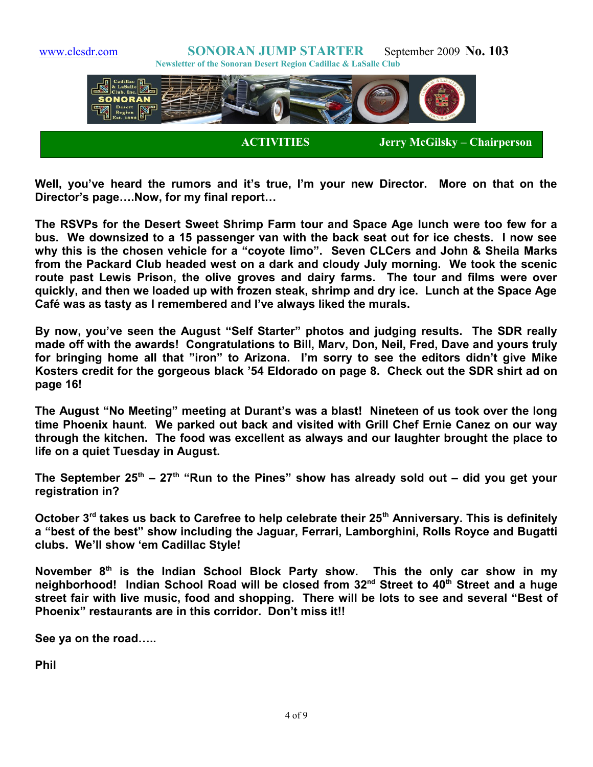## ACTIVITIES — Jerry McGilsky – Chairperson

**Well, you've heard the rumors and it's true, I'm your new Director. More on that on the Director's page….Now, for my final report…**

**The RSVPs for the Desert Sweet Shrimp Farm tour and Space Age lunch were too few for a bus. We downsized to a 15 passenger van with the back seat out for ice chests. I now see why this is the chosen vehicle for a "coyote limo". Seven CLCers and John & Sheila Marks from the Packard Club headed west on a dark and cloudy July morning. We took the scenic route past Lewis Prison, the olive groves and dairy farms. The tour and films were over quickly, and then we loaded up with frozen steak, shrimp and dry ice. Lunch at the Space Age Café was as tasty as I remembered and I've always liked the murals.**

**By now, you've seen the August "Self Starter" photos and judging results. The SDR really made off with the awards! Congratulations to Bill, Marv, Don, Neil, Fred, Dave and yours truly for bringing home all that "iron" to Arizona. I'm sorry to see the editors didn't give Mike Kosters credit for the gorgeous black '54 Eldorado on page 8. Check out the SDR shirt ad on page 16!**

**The August "No Meeting" meeting at Durant's was a blast! Nineteen of us took over the long time Phoenix haunt. We parked out back and visited with Grill Chef Ernie Canez on our way through the kitchen. The food was excellent as always and our laughter brought the place to life on a quiet Tuesday in August.**

**The September 25th – 27th "Run to the Pines" show has already sold out – did you get your registration in?**

**October 3rd takes us back to Carefree to help celebrate their 25th Anniversary. This is definitely a "best of the best" show including the Jaguar, Ferrari, Lamborghini, Rolls Royce and Bugatti clubs. We'll show 'em Cadillac Style!**

**November 8th is the Indian School Block Party show. This the only car show in my neighborhood! Indian School Road will be closed from 32nd Street to 40th Street and a huge street fair with live music, food and shopping. There will be lots to see and several "Best of Phoenix" restaurants are in this corridor. Don't miss it!!**

**See ya on the road…..**

**Phil**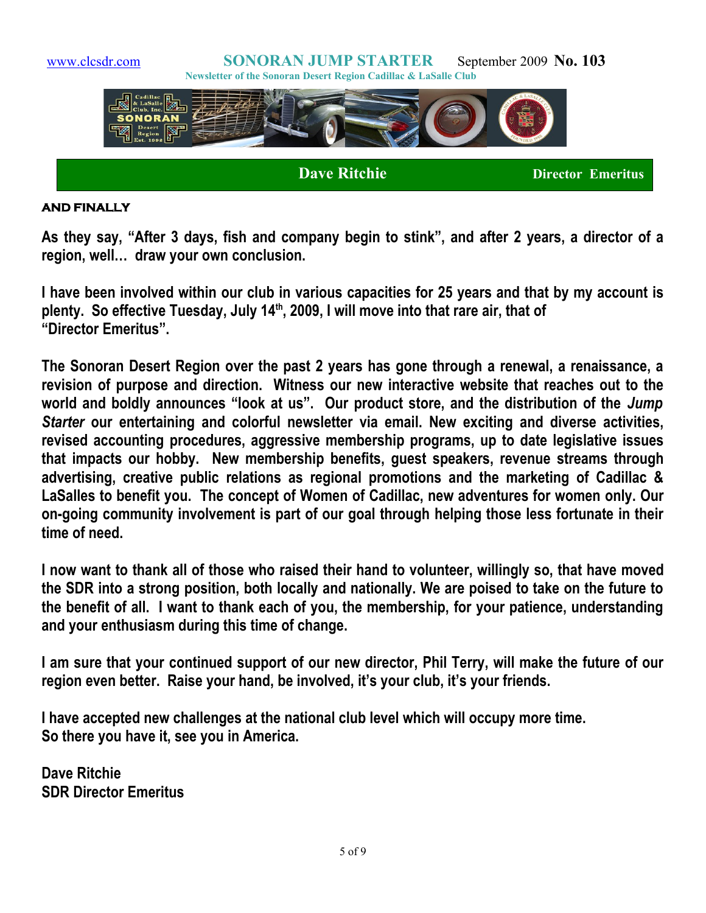www.clcsdr.com **SONORAN JUMP STARTER** September 2009 **No. 103**

**Newsletter of the Sonoran Desert Region Cadillac & LaSalle Club**

## Dave Ritchie — Director Emeritus

### AND FINALLY

**As they say, "After 3 days, fish and company begin to stink", and after 2 years, a director of a region, well… draw your own conclusion.**

**I have been involved within our club in various capacities for 25 years and that by my account is plenty. So effective Tuesday, July 14th, 2009, I will move into that rare air, that of "Director Emeritus".**

**The Sonoran Desert Region over the past 2 years has gone through a renewal, a renaissance, a revision of purpose and direction. Witness our new interactive website that reaches out to the world and boldly announces "look at us". Our product store, and the distribution of the *Jump Starter* our entertaining and colorful newsletter via email. New exciting and diverse activities, revised accounting procedures, aggressive membership programs, up to date legislative issues that impacts our hobby. New membership benefits, guest speakers, revenue streams through advertising, creative public relations as regional promotions and the marketing of Cadillac & LaSalles to benefit you. The concept of Women of Cadillac, new adventures for women only. Our on-going community involvement is part of our goal through helping those less fortunate in their time of need.**

**I now want to thank all of those who raised their hand to volunteer, willingly so, that have moved the SDR into a strong position, both locally and nationally. We are poised to take on the future to the benefit of all. I want to thank each of you, the membership, for your patience, understanding and your enthusiasm during this time of change.**

**I am sure that your continued support of our new director, Phil Terry, will make the future of our region even better. Raise your hand, be involved, it's your club, it's your friends.**

**I have accepted new challenges at the national club level which will occupy more time.
So there you have it, see you in America.**

**Dave Ritchie
SDR Director Emeritus**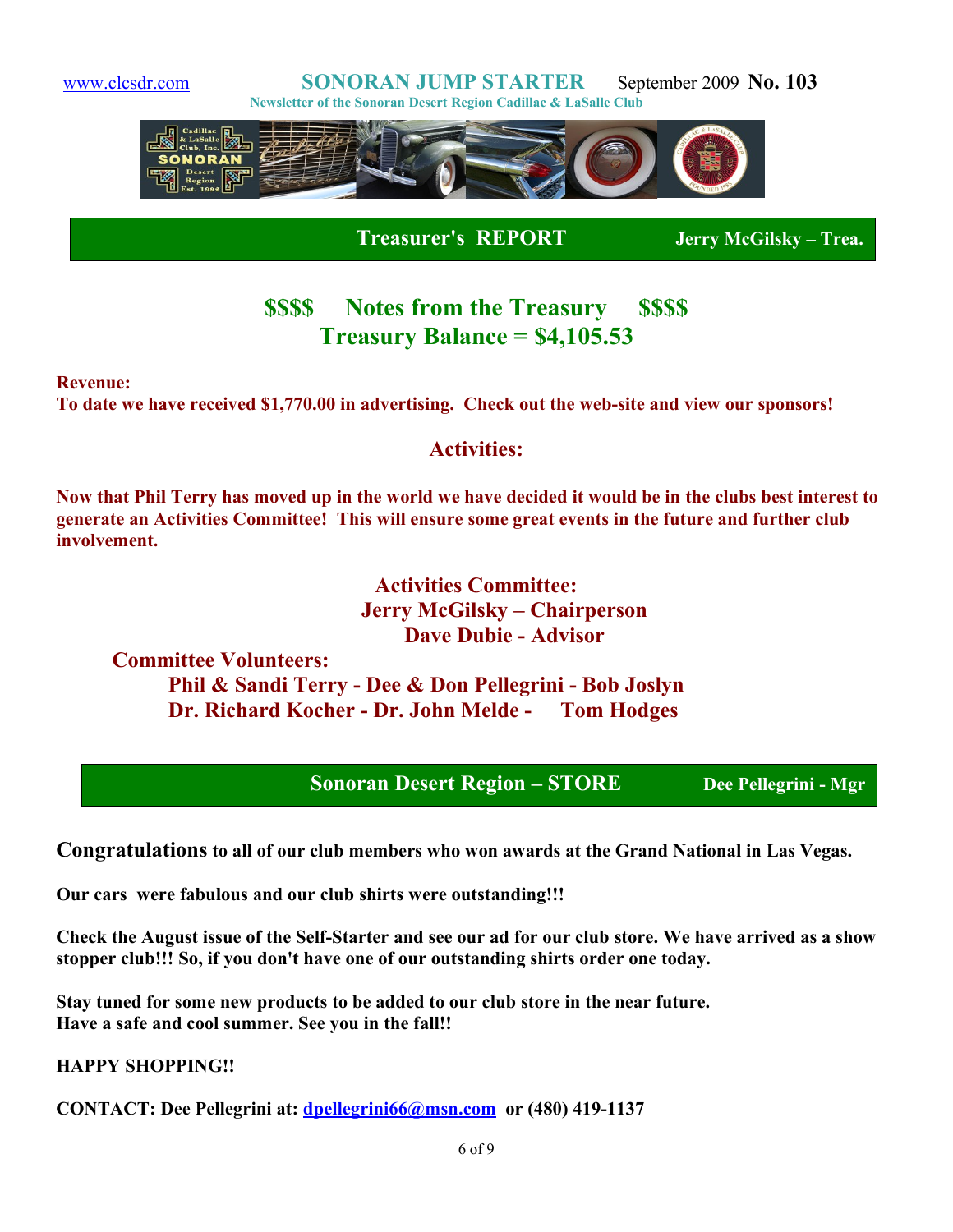www.clcsdr.com **SONORAN JUMP STARTER** September 2009 **No. 103**

**Newsletter of the Sonoran Desert Region Cadillac & LaSalle Club**

## Treasurer's REPORT — Jerry McGilsky – Trea.

### $$$$ Notes from the Treasury $$$$

### Treasury Balance = $4,105.53

**Revenue:**

**To date we have received $1,770.00 in advertising. Check out the web-site and view our sponsors!**

### Activities:

**Now that Phil Terry has moved up in the world we have decided it would be in the clubs best interest to generate an Activities Committee! This will ensure some great events in the future and further club involvement.**

**Activities Committee:**

**Jerry McGilsky – Chairperson**

**Dave Dubie - Advisor**

**Committee Volunteers:**

**Phil & Sandi Terry - Dee & Don Pellegrini - Bob Joslyn**

**Dr. Richard Kocher - Dr. John Melde - Tom Hodges**

## Sonoran Desert Region – STORE — Dee Pellegrini - Mgr

**Congratulations to all of our club members who won awards at the Grand National in Las Vegas.**

**Our cars were fabulous and our club shirts were outstanding!!!**

**Check the August issue of the Self-Starter and see our ad for our club store. We have arrived as a show stopper club!!! So, if you don't have one of our outstanding shirts order one today.**

**Stay tuned for some new products to be added to our club store in the near future.**
**Have a safe and cool summer. See you in the fall!!**

**HAPPY SHOPPING!!**

**CONTACT: Dee Pellegrini at: dpellegrini66@msn.com or (480) 419-1137**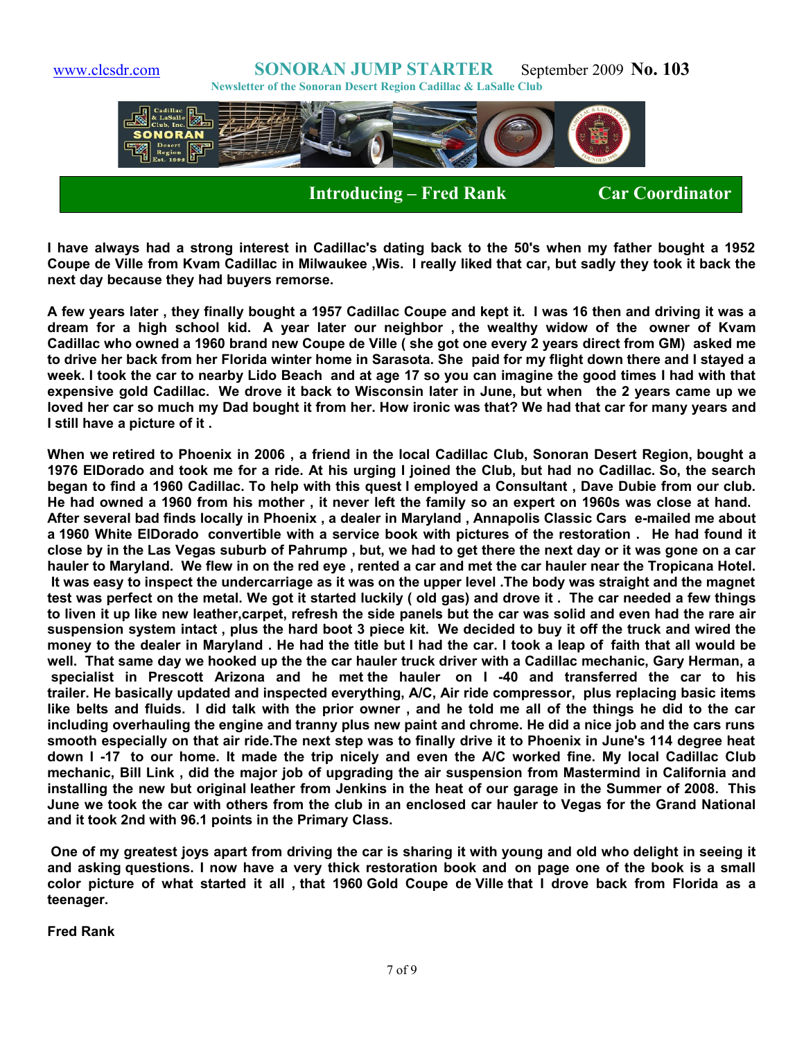www.clcsdr.com **SONORAN JUMP STARTER** September 2009 **No. 103**

**Newsletter of the Sonoran Desert Region Cadillac & LaSalle Club**

## Introducing – Fred Rank Car Coordinator

**I have always had a strong interest in Cadillac's dating back to the 50's when my father bought a 1952 Coupe de Ville from Kvam Cadillac in Milwaukee ,Wis. I really liked that car, but sadly they took it back the next day because they had buyers remorse.**

**A few years later , they finally bought a 1957 Cadillac Coupe and kept it. I was 16 then and driving it was a dream for a high school kid. A year later our neighbor , the wealthy widow of the owner of Kvam Cadillac who owned a 1960 brand new Coupe de Ville ( she got one every 2 years direct from GM) asked me to drive her back from her Florida winter home in Sarasota. She paid for my flight down there and I stayed a week. I took the car to nearby Lido Beach and at age 17 so you can imagine the good times I had with that expensive gold Cadillac. We drove it back to Wisconsin later in June, but when the 2 years came up we loved her car so much my Dad bought it from her. How ironic was that? We had that car for many years and I still have a picture of it .**

**When we retired to Phoenix in 2006 , a friend in the local Cadillac Club, Sonoran Desert Region, bought a 1976 ElDorado and took me for a ride. At his urging I joined the Club, but had no Cadillac. So, the search began to find a 1960 Cadillac. To help with this quest I employed a Consultant , Dave Dubie from our club. He had owned a 1960 from his mother , it never left the family so an expert on 1960s was close at hand. After several bad finds locally in Phoenix , a dealer in Maryland , Annapolis Classic Cars e-mailed me about a 1960 White ElDorado convertible with a service book with pictures of the restoration . He had found it close by in the Las Vegas suburb of Pahrump , but, we had to get there the next day or it was gone on a car hauler to Maryland. We flew in on the red eye , rented a car and met the car hauler near the Tropicana Hotel. It was easy to inspect the undercarriage as it was on the upper level .The body was straight and the magnet test was perfect on the metal. We got it started luckily ( old gas) and drove it . The car needed a few things to liven it up like new leather,carpet, refresh the side panels but the car was solid and even had the rare air suspension system intact , plus the hard boot 3 piece kit. We decided to buy it off the truck and wired the money to the dealer in Maryland . He had the title but I had the car. I took a leap of faith that all would be well. That same day we hooked up the the car hauler truck driver with a Cadillac mechanic, Gary Herman, a specialist in Prescott Arizona and he met the hauler on I -40 and transferred the car to his trailer. He basically updated and inspected everything, A/C, Air ride compressor, plus replacing basic items like belts and fluids. I did talk with the prior owner , and he told me all of the things he did to the car including overhauling the engine and tranny plus new paint and chrome. He did a nice job and the cars runs smooth especially on that air ride.The next step was to finally drive it to Phoenix in June's 114 degree heat down I -17 to our home. It made the trip nicely and even the A/C worked fine. My local Cadillac Club mechanic, Bill Link , did the major job of upgrading the air suspension from Mastermind in California and installing the new but original leather from Jenkins in the heat of our garage in the Summer of 2008. This June we took the car with others from the club in an enclosed car hauler to Vegas for the Grand National and it took 2nd with 96.1 points in the Primary Class.**

**One of my greatest joys apart from driving the car is sharing it with young and old who delight in seeing it and asking questions. I now have a very thick restoration book and on page one of the book is a small color picture of what started it all , that 1960 Gold Coupe de Ville that I drove back from Florida as a teenager.**

**Fred Rank**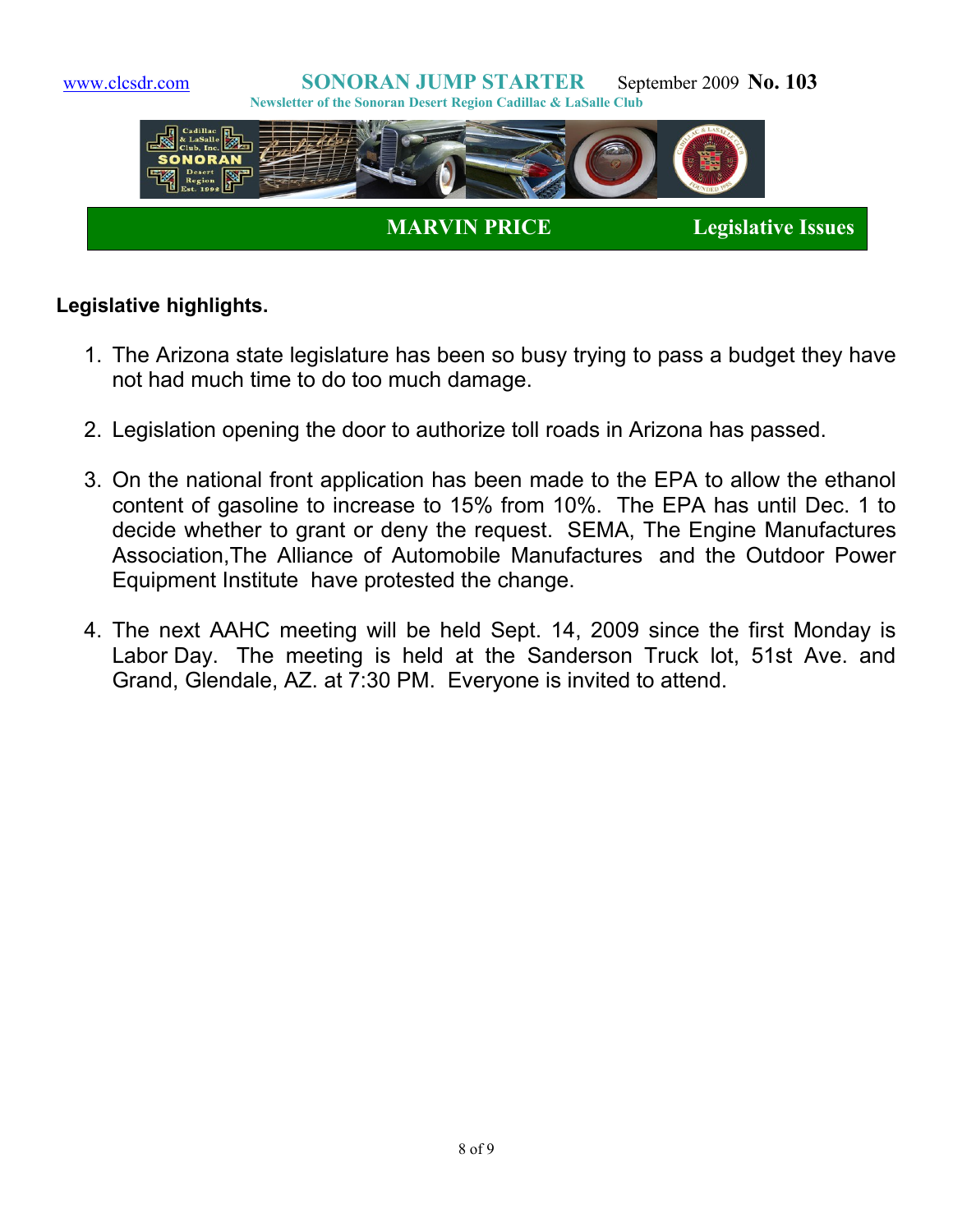## MARVIN PRICE — Legislative Issues

**Legislative highlights.**

1. The Arizona state legislature has been so busy trying to pass a budget they have not had much time to do too much damage.

2. Legislation opening the door to authorize toll roads in Arizona has passed.

3. On the national front application has been made to the EPA to allow the ethanol content of gasoline to increase to 15% from 10%. The EPA has until Dec. 1 to decide whether to grant or deny the request. SEMA, The Engine Manufactures Association,The Alliance of Automobile Manufactures and the Outdoor Power Equipment Institute have protested the change.

4. The next AAHC meeting will be held Sept. 14, 2009 since the first Monday is Labor Day. The meeting is held at the Sanderson Truck lot, 51st Ave. and Grand, Glendale, AZ. at 7:30 PM. Everyone is invited to attend.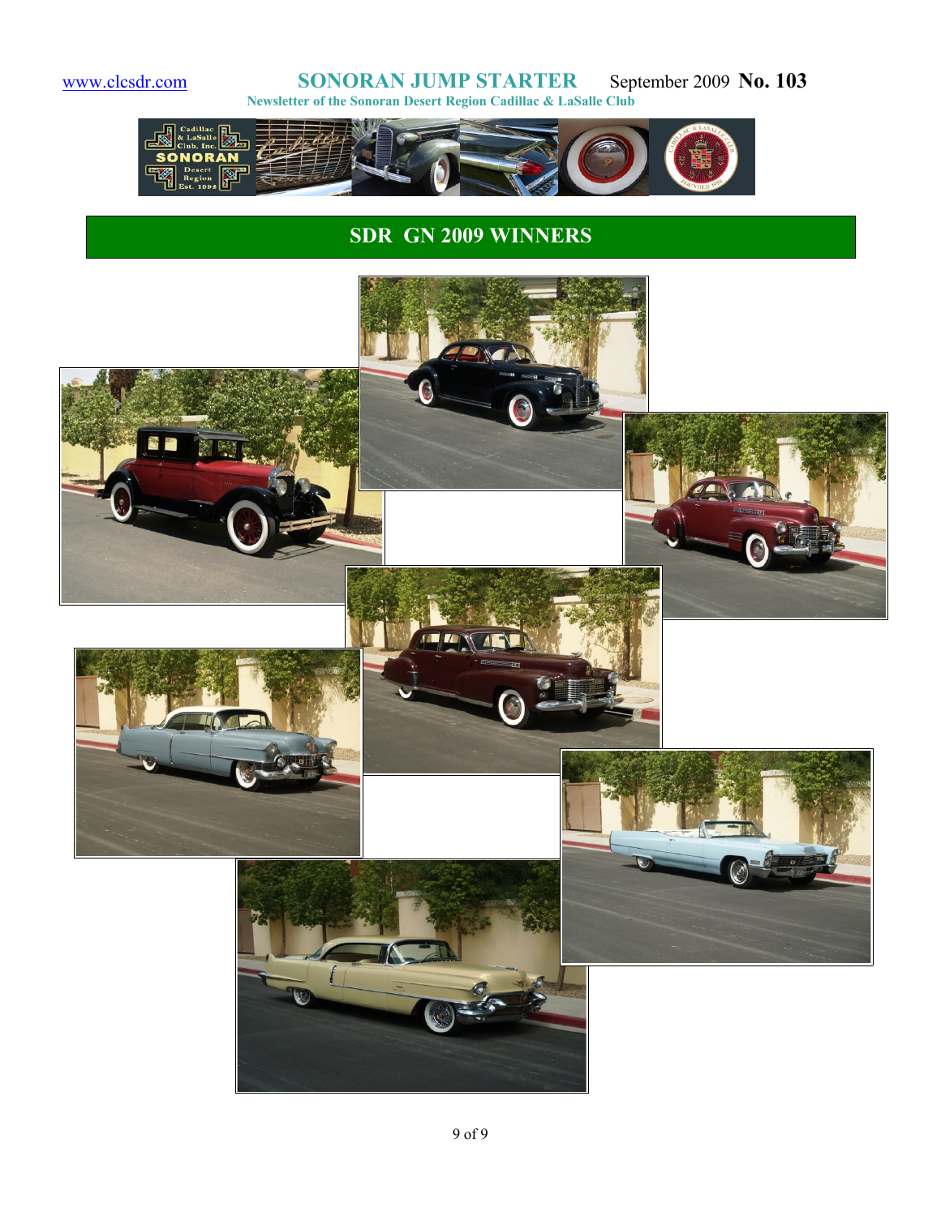## SDR GN 2009 WINNERS